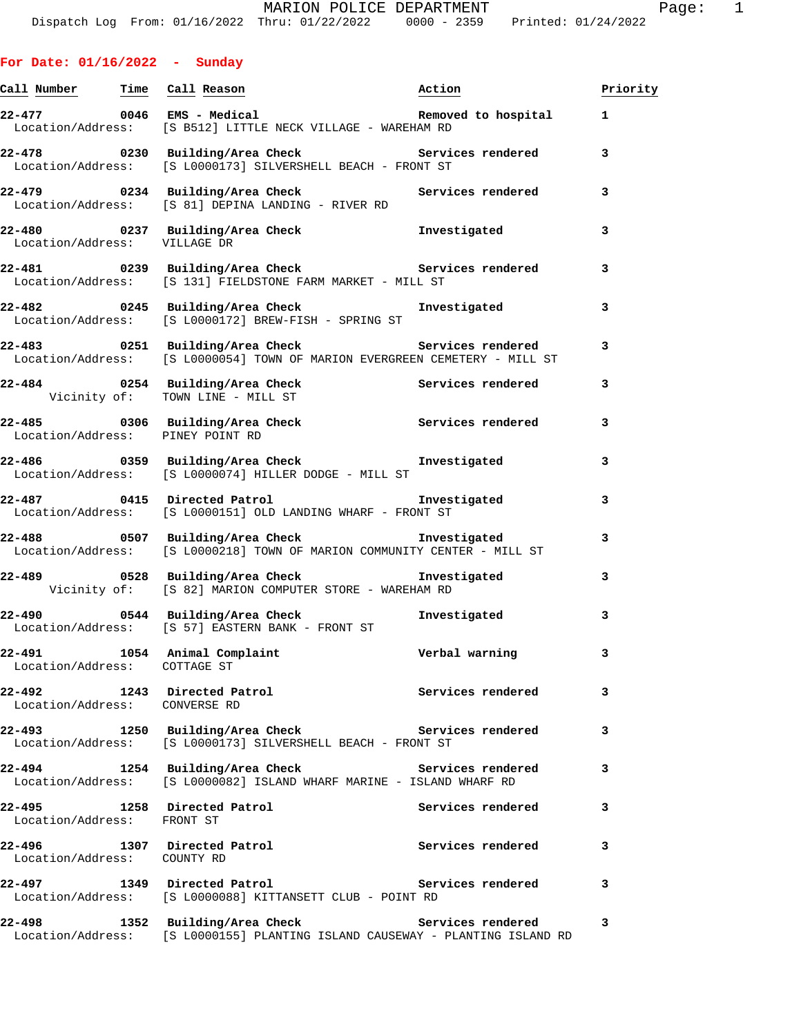# MARION POLICE DEPARTMENT

Dispatch Log From: 01/16/2022 Thru: 01/22/2022 0000 - 2359 Printed: 01/24/2022

## For Date: 01/16/2022 - Sunday

| Call Number | Time | Call Reason | Action | Priority |
|---|---|---|---|---|
| 22-477 | 0046 | EMS - Medical | Removed to hospital | 1 |
| Location/Address: | | [S B512] LITTLE NECK VILLAGE - WAREHAM RD | | |
| 22-478 | 0230 | Building/Area Check | Services rendered | 3 |
| Location/Address: | | [S L0000173] SILVERSHELL BEACH - FRONT ST | | |
| 22-479 | 0234 | Building/Area Check | Services rendered | 3 |
| Location/Address: | | [S 81] DEPINA LANDING - RIVER RD | | |
| 22-480 | 0237 | Building/Area Check | Investigated | 3 |
| Location/Address: | | VILLAGE DR | | |
| 22-481 | 0239 | Building/Area Check | Services rendered | 3 |
| Location/Address: | | [S 131] FIELDSTONE FARM MARKET - MILL ST | | |
| 22-482 | 0245 | Building/Area Check | Investigated | 3 |
| Location/Address: | | [S L0000172] BREW-FISH - SPRING ST | | |
| 22-483 | 0251 | Building/Area Check | Services rendered | 3 |
| Location/Address: | | [S L0000054] TOWN OF MARION EVERGREEN CEMETERY - MILL ST | | |
| 22-484 | 0254 | Building/Area Check | Services rendered | 3 |
| Vicinity of: | | TOWN LINE - MILL ST | | |
| 22-485 | 0306 | Building/Area Check | Services rendered | 3 |
| Location/Address: | | PINEY POINT RD | | |
| 22-486 | 0359 | Building/Area Check | Investigated | 3 |
| Location/Address: | | [S L0000074] HILLER DODGE - MILL ST | | |
| 22-487 | 0415 | Directed Patrol | Investigated | 3 |
| Location/Address: | | [S L0000151] OLD LANDING WHARF - FRONT ST | | |
| 22-488 | 0507 | Building/Area Check | Investigated | 3 |
| Location/Address: | | [S L0000218] TOWN OF MARION COMMUNITY CENTER - MILL ST | | |
| 22-489 | 0528 | Building/Area Check | Investigated | 3 |
| Vicinity of: | | [S 82] MARION COMPUTER STORE - WAREHAM RD | | |
| 22-490 | 0544 | Building/Area Check | Investigated | 3 |
| Location/Address: | | [S 57] EASTERN BANK - FRONT ST | | |
| 22-491 | 1054 | Animal Complaint | Verbal warning | 3 |
| Location/Address: | | COTTAGE ST | | |
| 22-492 | 1243 | Directed Patrol | Services rendered | 3 |
| Location/Address: | | CONVERSE RD | | |
| 22-493 | 1250 | Building/Area Check | Services rendered | 3 |
| Location/Address: | | [S L0000173] SILVERSHELL BEACH - FRONT ST | | |
| 22-494 | 1254 | Building/Area Check | Services rendered | 3 |
| Location/Address: | | [S L0000082] ISLAND WHARF MARINE - ISLAND WHARF RD | | |
| 22-495 | 1258 | Directed Patrol | Services rendered | 3 |
| Location/Address: | | FRONT ST | | |
| 22-496 | 1307 | Directed Patrol | Services rendered | 3 |
| Location/Address: | | COUNTY RD | | |
| 22-497 | 1349 | Directed Patrol | Services rendered | 3 |
| Location/Address: | | [S L0000088] KITTANSETT CLUB - POINT RD | | |
| 22-498 | 1352 | Building/Area Check | Services rendered | 3 |
| Location/Address: | | [S L0000155] PLANTING ISLAND CAUSEWAY - PLANTING ISLAND RD | | |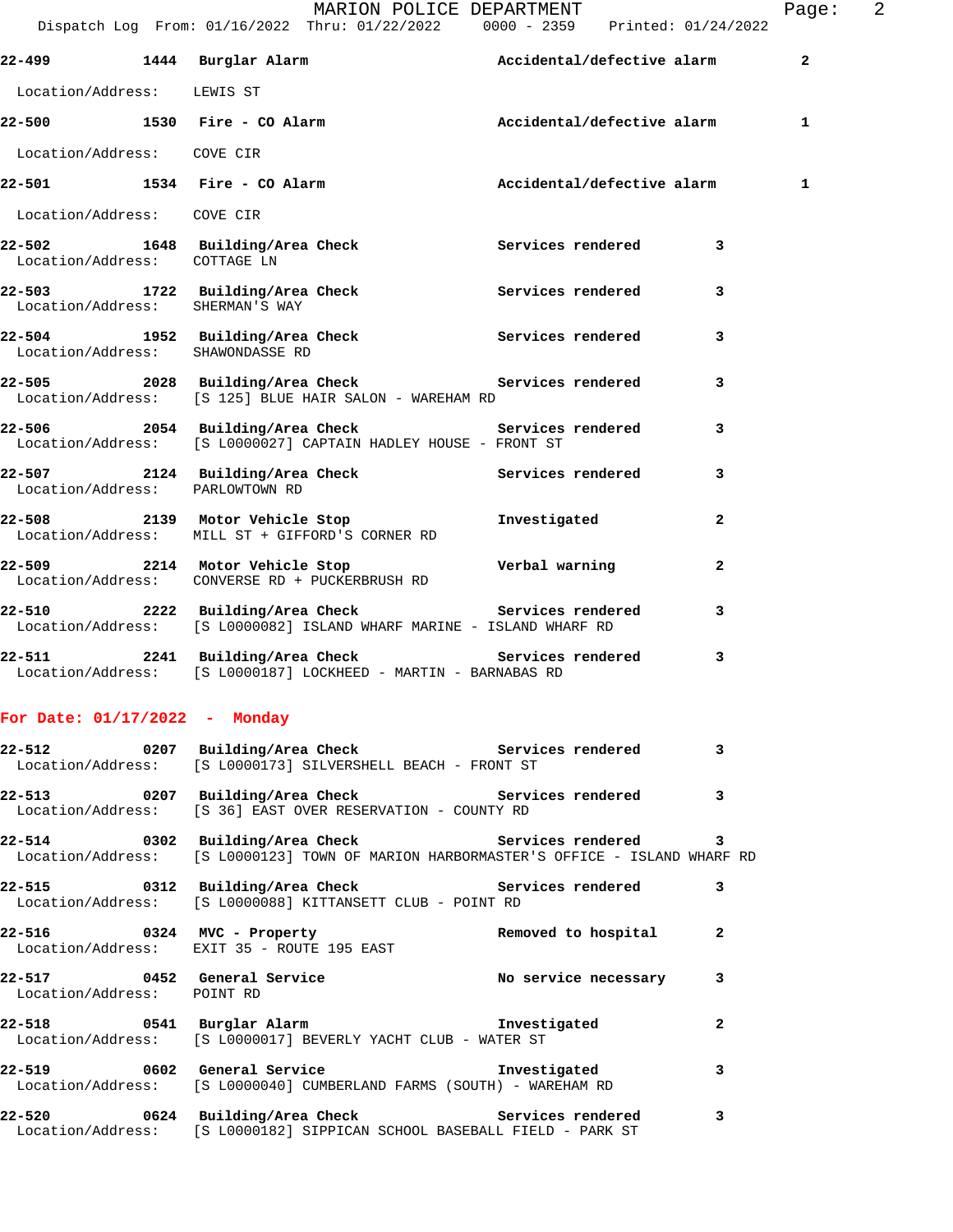22-499 1444 Burglar Alarm Accidental/defective alarm 2

Location/Address: LEWIS ST

22-500 1530 Fire - CO Alarm Accidental/defective alarm 1

Location/Address: COVE CIR

22-501 1534 Fire - CO Alarm Accidental/defective alarm 1

Location/Address: COVE CIR

22-502 1648 Building/Area Check Services rendered 3
Location/Address: COTTAGE LN

22-503 1722 Building/Area Check Services rendered 3
Location/Address: SHERMAN'S WAY

22-504 1952 Building/Area Check Services rendered 3
Location/Address: SHAWONDASSE RD

22-505 2028 Building/Area Check Services rendered 3
Location/Address: [S 125] BLUE HAIR SALON - WAREHAM RD

22-506 2054 Building/Area Check Services rendered 3
Location/Address: [S L0000027] CAPTAIN HADLEY HOUSE - FRONT ST

22-507 2124 Building/Area Check Services rendered 3
Location/Address: PARLOWTOWN RD

22-508 2139 Motor Vehicle Stop Investigated 2
Location/Address: MILL ST + GIFFORD'S CORNER RD

22-509 2214 Motor Vehicle Stop Verbal warning 2
Location/Address: CONVERSE RD + PUCKERBRUSH RD

22-510 2222 Building/Area Check Services rendered 3
Location/Address: [S L0000082] ISLAND WHARF MARINE - ISLAND WHARF RD

22-511 2241 Building/Area Check Services rendered 3
Location/Address: [S L0000187] LOCKHEED - MARTIN - BARNABAS RD

## For Date: 01/17/2022 - Monday

22-512 0207 Building/Area Check Services rendered 3
Location/Address: [S L0000173] SILVERSHELL BEACH - FRONT ST

22-513 0207 Building/Area Check Services rendered 3
Location/Address: [S 36] EAST OVER RESERVATION - COUNTY RD

22-514 0302 Building/Area Check Services rendered 3
Location/Address: [S L0000123] TOWN OF MARION HARBORMASTER'S OFFICE - ISLAND WHARF RD

22-515 0312 Building/Area Check Services rendered 3
Location/Address: [S L0000088] KITTANSETT CLUB - POINT RD

22-516 0324 MVC - Property Removed to hospital 2
Location/Address: EXIT 35 - ROUTE 195 EAST

22-517 0452 General Service No service necessary 3
Location/Address: POINT RD

22-518 0541 Burglar Alarm Investigated 2
Location/Address: [S L0000017] BEVERLY YACHT CLUB - WATER ST

22-519 0602 General Service Investigated 3
Location/Address: [S L0000040] CUMBERLAND FARMS (SOUTH) - WAREHAM RD

22-520 0624 Building/Area Check Services rendered 3
Location/Address: [S L0000182] SIPPICAN SCHOOL BASEBALL FIELD - PARK ST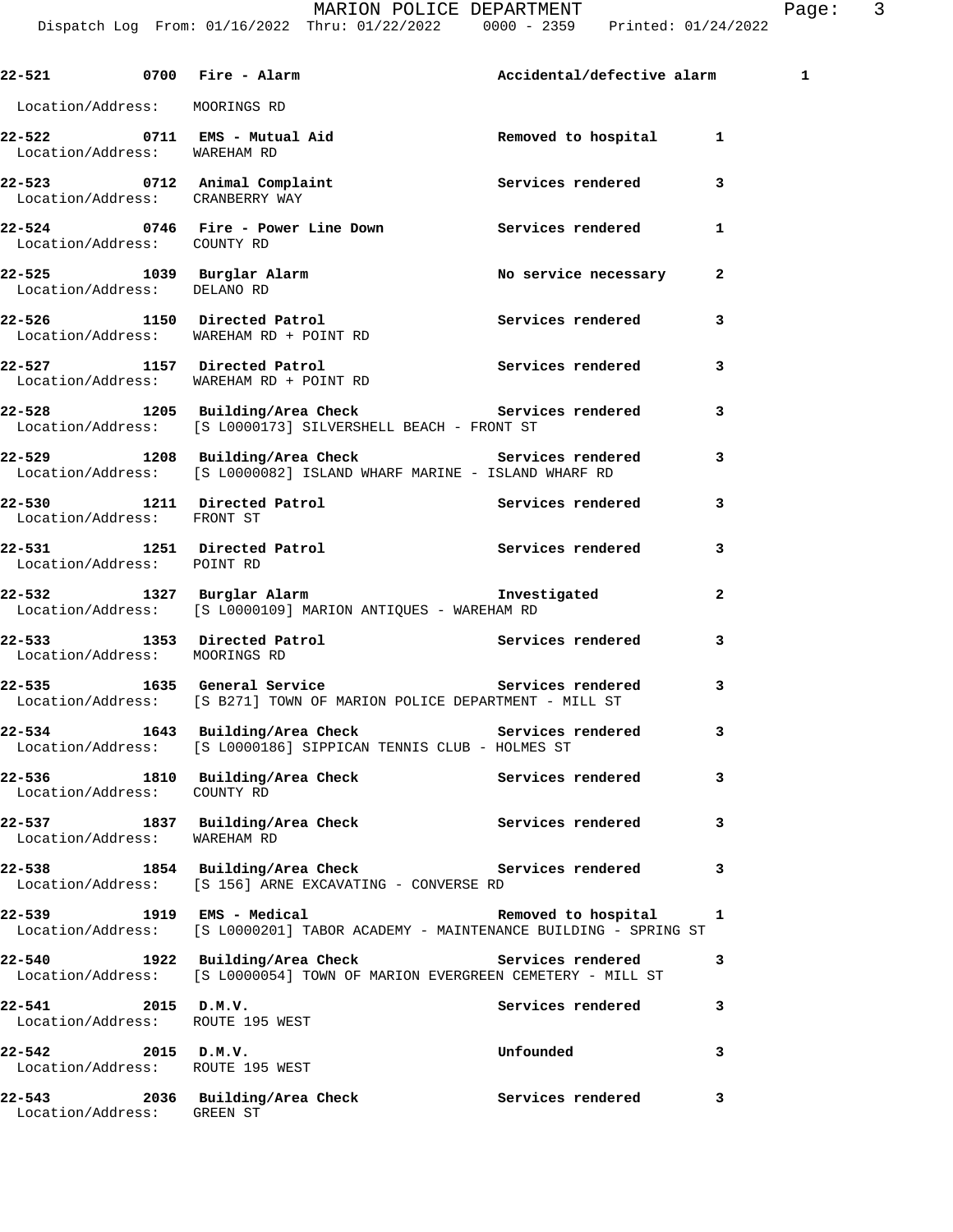| Call # | Time | Call Reason | Action | Priority |
|---|---|---|---|---|
| 22-521 | 0700 | Fire - Alarm | Accidental/defective alarm | 1 |
| Location/Address: MOORINGS RD | | | | |
| 22-522 | 0711 | EMS - Mutual Aid | Removed to hospital | 1 |
| Location/Address: WAREHAM RD | | | | |
| 22-523 | 0712 | Animal Complaint | Services rendered | 3 |
| Location/Address: CRANBERRY WAY | | | | |
| 22-524 | 0746 | Fire - Power Line Down | Services rendered | 1 |
| Location/Address: COUNTY RD | | | | |
| 22-525 | 1039 | Burglar Alarm | No service necessary | 2 |
| Location/Address: DELANO RD | | | | |
| 22-526 | 1150 | Directed Patrol | Services rendered | 3 |
| Location/Address: WAREHAM RD + POINT RD | | | | |
| 22-527 | 1157 | Directed Patrol | Services rendered | 3 |
| Location/Address: WAREHAM RD + POINT RD | | | | |
| 22-528 | 1205 | Building/Area Check | Services rendered | 3 |
| Location/Address: [S L0000173] SILVERSHELL BEACH - FRONT ST | | | | |
| 22-529 | 1208 | Building/Area Check | Services rendered | 3 |
| Location/Address: [S L0000082] ISLAND WHARF MARINE - ISLAND WHARF RD | | | | |
| 22-530 | 1211 | Directed Patrol | Services rendered | 3 |
| Location/Address: FRONT ST | | | | |
| 22-531 | 1251 | Directed Patrol | Services rendered | 3 |
| Location/Address: POINT RD | | | | |
| 22-532 | 1327 | Burglar Alarm | Investigated | 2 |
| Location/Address: [S L0000109] MARION ANTIQUES - WAREHAM RD | | | | |
| 22-533 | 1353 | Directed Patrol | Services rendered | 3 |
| Location/Address: MOORINGS RD | | | | |
| 22-535 | 1635 | General Service | Services rendered | 3 |
| Location/Address: [S B271] TOWN OF MARION POLICE DEPARTMENT - MILL ST | | | | |
| 22-534 | 1643 | Building/Area Check | Services rendered | 3 |
| Location/Address: [S L0000186] SIPPICAN TENNIS CLUB - HOLMES ST | | | | |
| 22-536 | 1810 | Building/Area Check | Services rendered | 3 |
| Location/Address: COUNTY RD | | | | |
| 22-537 | 1837 | Building/Area Check | Services rendered | 3 |
| Location/Address: WAREHAM RD | | | | |
| 22-538 | 1854 | Building/Area Check | Services rendered | 3 |
| Location/Address: [S 156] ARNE EXCAVATING - CONVERSE RD | | | | |
| 22-539 | 1919 | EMS - Medical | Removed to hospital | 1 |
| Location/Address: [S L0000201] TABOR ACADEMY - MAINTENANCE BUILDING - SPRING ST | | | | |
| 22-540 | 1922 | Building/Area Check | Services rendered | 3 |
| Location/Address: [S L0000054] TOWN OF MARION EVERGREEN CEMETERY - MILL ST | | | | |
| 22-541 | 2015 | D.M.V. | Services rendered | 3 |
| Location/Address: ROUTE 195 WEST | | | | |
| 22-542 | 2015 | D.M.V. | Unfounded | 3 |
| Location/Address: ROUTE 195 WEST | | | | |
| 22-543 | 2036 | Building/Area Check | Services rendered | 3 |
| Location/Address: GREEN ST | | | | |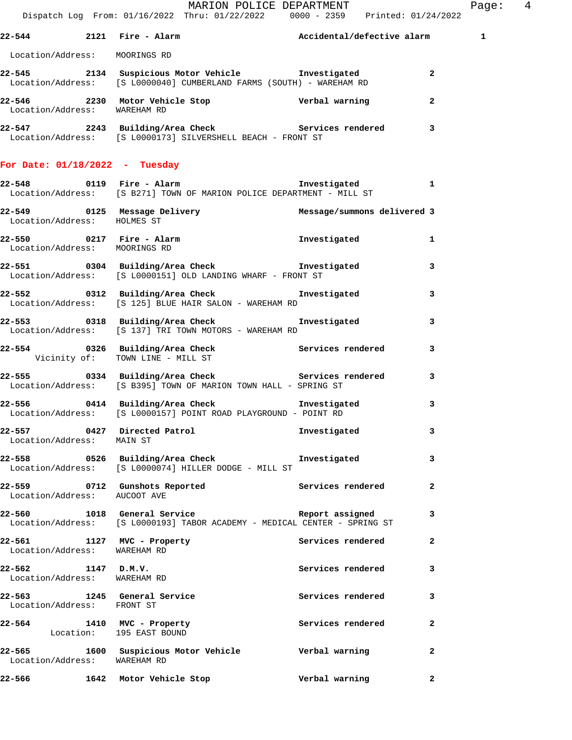**22-544 2121 Fire - Alarm Accidental/defective alarm 1**

Location/Address: MOORINGS RD

**22-545 2134 Suspicious Motor Vehicle Investigated 2**
Location/Address: [S L0000040] CUMBERLAND FARMS (SOUTH) - WAREHAM RD

**22-546 2230 Motor Vehicle Stop Verbal warning 2**
Location/Address: WAREHAM RD

**22-547 2243 Building/Area Check Services rendered 3**
Location/Address: [S L0000173] SILVERSHELL BEACH - FRONT ST

## For Date: 01/18/2022 - Tuesday

**22-548 0119 Fire - Alarm Investigated 1**
Location/Address: [S B271] TOWN OF MARION POLICE DEPARTMENT - MILL ST

**22-549 0125 Message Delivery Message/summons delivered 3**
Location/Address: HOLMES ST

**22-550 0217 Fire - Alarm Investigated 1**
Location/Address: MOORINGS RD

**22-551 0304 Building/Area Check Investigated 3**
Location/Address: [S L0000151] OLD LANDING WHARF - FRONT ST

**22-552 0312 Building/Area Check Investigated 3**
Location/Address: [S 125] BLUE HAIR SALON - WAREHAM RD

**22-553 0318 Building/Area Check Investigated 3**
Location/Address: [S 137] TRI TOWN MOTORS - WAREHAM RD

**22-554 0326 Building/Area Check Services rendered 3**
Vicinity of: TOWN LINE - MILL ST

**22-555 0334 Building/Area Check Services rendered 3**
Location/Address: [S B395] TOWN OF MARION TOWN HALL - SPRING ST

**22-556 0414 Building/Area Check Investigated 3**
Location/Address: [S L0000157] POINT ROAD PLAYGROUND - POINT RD

**22-557 0427 Directed Patrol Investigated 3**
Location/Address: MAIN ST

**22-558 0526 Building/Area Check Investigated 3**
Location/Address: [S L0000074] HILLER DODGE - MILL ST

**22-559 0712 Gunshots Reported Services rendered 2**
Location/Address: AUCOOT AVE

**22-560 1018 General Service Report assigned 3**
Location/Address: [S L0000193] TABOR ACADEMY - MEDICAL CENTER - SPRING ST

**22-561 1127 MVC - Property Services rendered 2**
Location/Address: WAREHAM RD

**22-562 1147 D.M.V. Services rendered 3**
Location/Address: WAREHAM RD

**22-563 1245 General Service Services rendered 3**
Location/Address: FRONT ST

**22-564 1410 MVC - Property Services rendered 2**
Location: 195 EAST BOUND

**22-565 1600 Suspicious Motor Vehicle Verbal warning 2**
Location/Address: WAREHAM RD

**22-566 1642 Motor Vehicle Stop Verbal warning 2**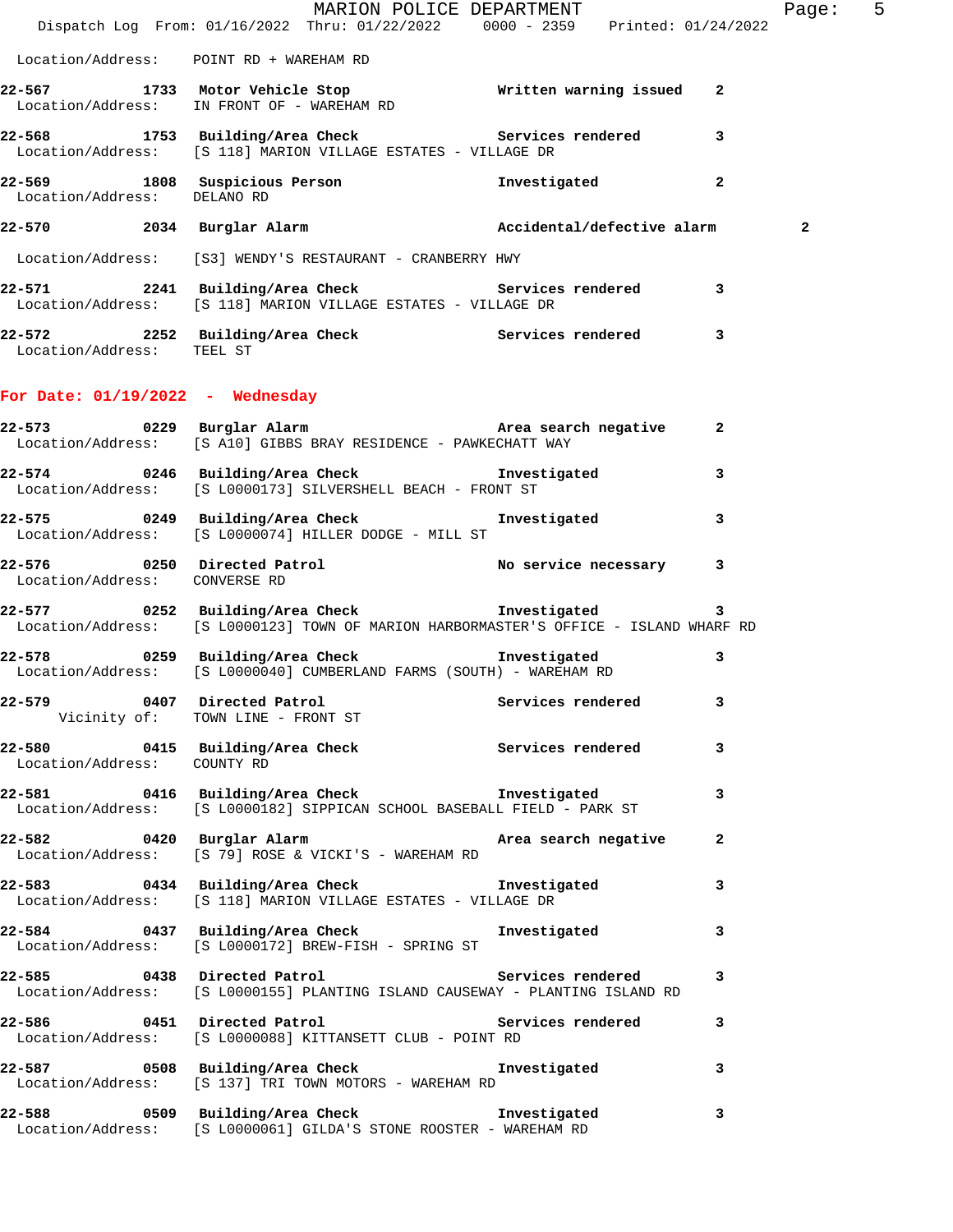Location/Address: POINT RD + WAREHAM RD

**22-567** 1733 **Motor Vehicle Stop** **Written warning issued** **2**
Location/Address: IN FRONT OF - WAREHAM RD

**22-568** 1753 **Building/Area Check** **Services rendered** **3**
Location/Address: [S 118] MARION VILLAGE ESTATES - VILLAGE DR

**22-569** 1808 **Suspicious Person** **Investigated** **2**
Location/Address: DELANO RD

**22-570** 2034 **Burglar Alarm** **Accidental/defective alarm** **2**
Location/Address: [S3] WENDY'S RESTAURANT - CRANBERRY HWY

**22-571** 2241 **Building/Area Check** **Services rendered** **3**
Location/Address: [S 118] MARION VILLAGE ESTATES - VILLAGE DR

**22-572** 2252 **Building/Area Check** **Services rendered** **3**
Location/Address: TEEL ST

## For Date: 01/19/2022 - Wednesday

**22-573** 0229 **Burglar Alarm** **Area search negative** **2**
Location/Address: [S A10] GIBBS BRAY RESIDENCE - PAWKECHATT WAY

**22-574** 0246 **Building/Area Check** **Investigated** **3**
Location/Address: [S L0000173] SILVERSHELL BEACH - FRONT ST

**22-575** 0249 **Building/Area Check** **Investigated** **3**
Location/Address: [S L0000074] HILLER DODGE - MILL ST

**22-576** 0250 **Directed Patrol** **No service necessary** **3**
Location/Address: CONVERSE RD

**22-577** 0252 **Building/Area Check** **Investigated** **3**
Location/Address: [S L0000123] TOWN OF MARION HARBORMASTER'S OFFICE - ISLAND WHARF RD

**22-578** 0259 **Building/Area Check** **Investigated** **3**
Location/Address: [S L0000040] CUMBERLAND FARMS (SOUTH) - WAREHAM RD

**22-579** 0407 **Directed Patrol** **Services rendered** **3**
Vicinity of: TOWN LINE - FRONT ST

**22-580** 0415 **Building/Area Check** **Services rendered** **3**
Location/Address: COUNTY RD

**22-581** 0416 **Building/Area Check** **Investigated** **3**
Location/Address: [S L0000182] SIPPICAN SCHOOL BASEBALL FIELD - PARK ST

**22-582** 0420 **Burglar Alarm** **Area search negative** **2**
Location/Address: [S 79] ROSE & VICKI'S - WAREHAM RD

**22-583** 0434 **Building/Area Check** **Investigated** **3**
Location/Address: [S 118] MARION VILLAGE ESTATES - VILLAGE DR

**22-584** 0437 **Building/Area Check** **Investigated** **3**
Location/Address: [S L0000172] BREW-FISH - SPRING ST

**22-585** 0438 **Directed Patrol** **Services rendered** **3**
Location/Address: [S L0000155] PLANTING ISLAND CAUSEWAY - PLANTING ISLAND RD

**22-586** 0451 **Directed Patrol** **Services rendered** **3**
Location/Address: [S L0000088] KITTANSETT CLUB - POINT RD

**22-587** 0508 **Building/Area Check** **Investigated** **3**
Location/Address: [S 137] TRI TOWN MOTORS - WAREHAM RD

**22-588** 0509 **Building/Area Check** **Investigated** **3**
Location/Address: [S L0000061] GILDA'S STONE ROOSTER - WAREHAM RD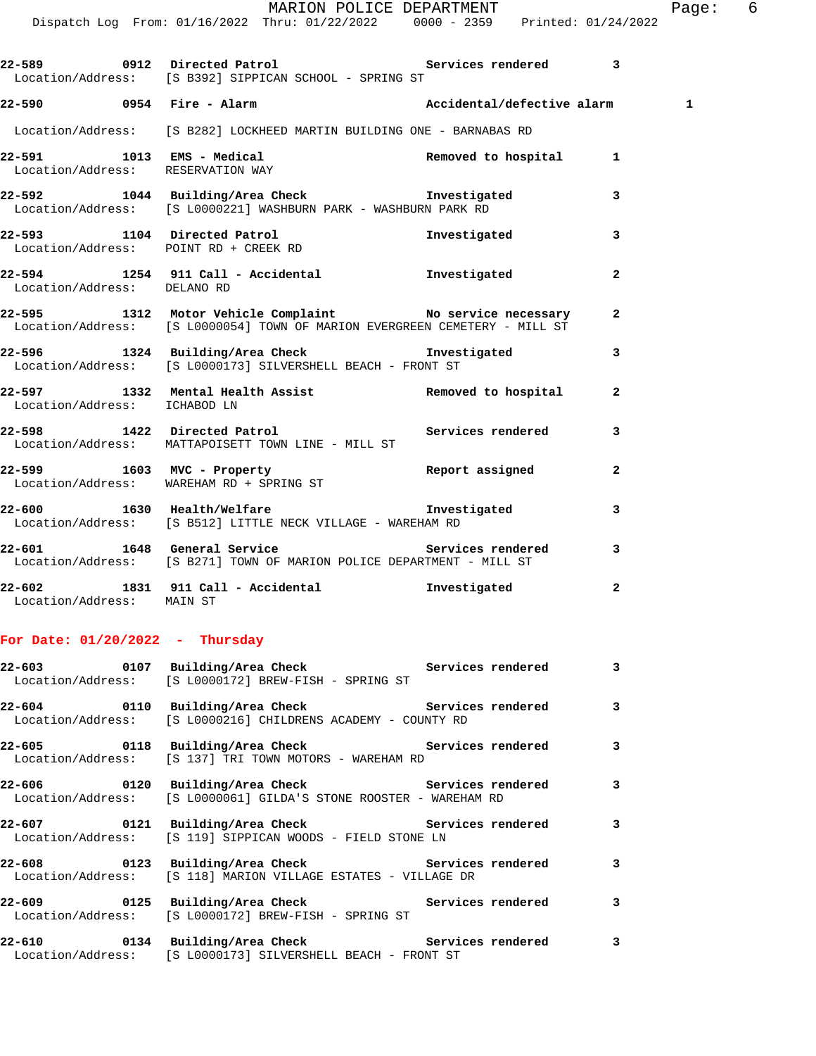22-589 0912 Directed Patrol Services rendered 3
Location/Address: [S B392] SIPPICAN SCHOOL - SPRING ST

22-590 0954 Fire - Alarm Accidental/defective alarm 1
Location/Address: [S B282] LOCKHEED MARTIN BUILDING ONE - BARNABAS RD

22-591 1013 EMS - Medical Removed to hospital 1
Location/Address: RESERVATION WAY

22-592 1044 Building/Area Check Investigated 3
Location/Address: [S L0000221] WASHBURN PARK - WASHBURN PARK RD

22-593 1104 Directed Patrol Investigated 3
Location/Address: POINT RD + CREEK RD

22-594 1254 911 Call - Accidental Investigated 2
Location/Address: DELANO RD

22-595 1312 Motor Vehicle Complaint No service necessary 2
Location/Address: [S L0000054] TOWN OF MARION EVERGREEN CEMETERY - MILL ST

22-596 1324 Building/Area Check Investigated 3
Location/Address: [S L0000173] SILVERSHELL BEACH - FRONT ST

22-597 1332 Mental Health Assist Removed to hospital 2
Location/Address: ICHABOD LN

22-598 1422 Directed Patrol Services rendered 3
Location/Address: MATTAPOISETT TOWN LINE - MILL ST

22-599 1603 MVC - Property Report assigned 2
Location/Address: WAREHAM RD + SPRING ST

22-600 1630 Health/Welfare Investigated 3
Location/Address: [S B512] LITTLE NECK VILLAGE - WAREHAM RD

22-601 1648 General Service Services rendered 3
Location/Address: [S B271] TOWN OF MARION POLICE DEPARTMENT - MILL ST

22-602 1831 911 Call - Accidental Investigated 2
Location/Address: MAIN ST

## For Date: 01/20/2022 - Thursday

22-603 0107 Building/Area Check Services rendered 3
Location/Address: [S L0000172] BREW-FISH - SPRING ST

22-604 0110 Building/Area Check Services rendered 3
Location/Address: [S L0000216] CHILDRENS ACADEMY - COUNTY RD

22-605 0118 Building/Area Check Services rendered 3
Location/Address: [S 137] TRI TOWN MOTORS - WAREHAM RD

22-606 0120 Building/Area Check Services rendered 3
Location/Address: [S L0000061] GILDA'S STONE ROOSTER - WAREHAM RD

22-607 0121 Building/Area Check Services rendered 3
Location/Address: [S 119] SIPPICAN WOODS - FIELD STONE LN

22-608 0123 Building/Area Check Services rendered 3
Location/Address: [S 118] MARION VILLAGE ESTATES - VILLAGE DR

22-609 0125 Building/Area Check Services rendered 3
Location/Address: [S L0000172] BREW-FISH - SPRING ST

22-610 0134 Building/Area Check Services rendered 3
Location/Address: [S L0000173] SILVERSHELL BEACH - FRONT ST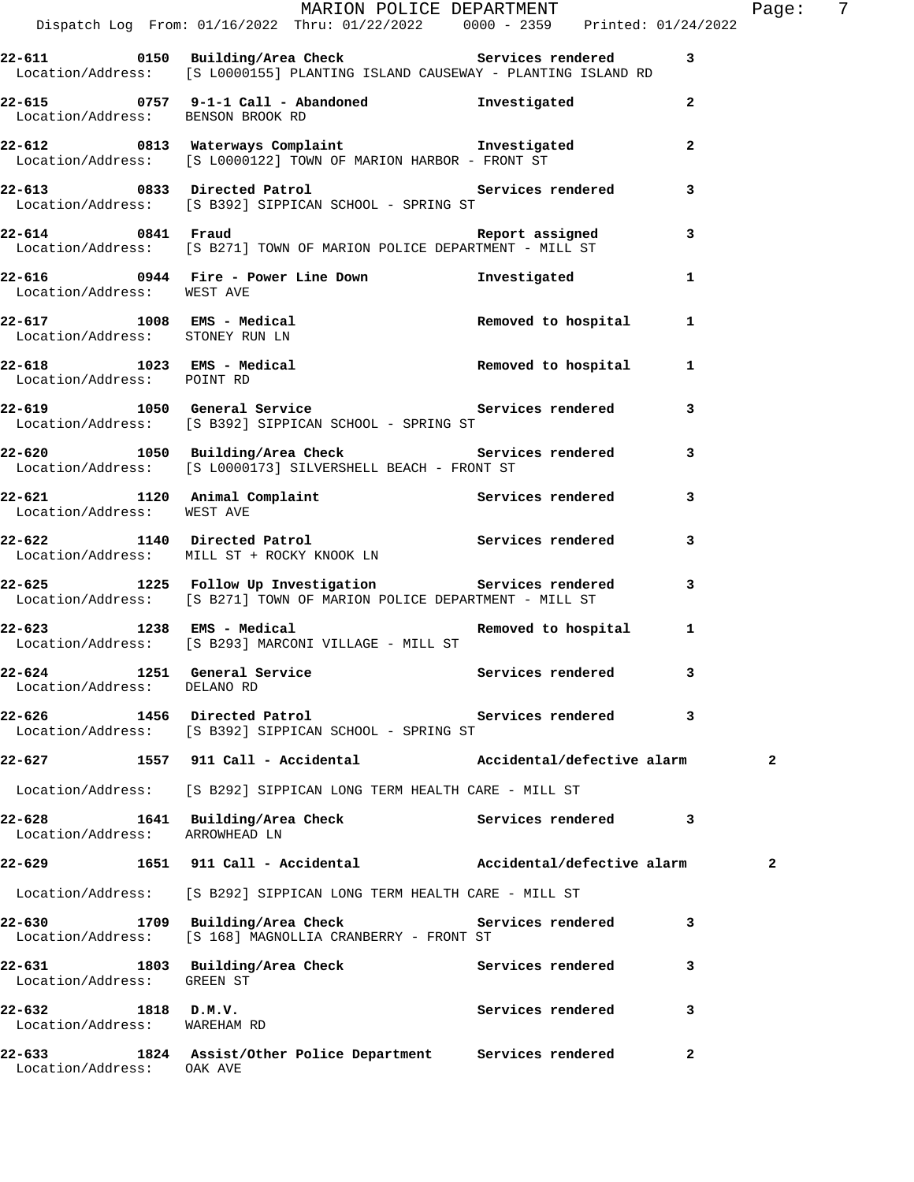22-611 0150 Building/Area Check Services rendered 3
Location/Address: [S L0000155] PLANTING ISLAND CAUSEWAY - PLANTING ISLAND RD

22-615 0757 9-1-1 Call - Abandoned Investigated 2
Location/Address: BENSON BROOK RD

22-612 0813 Waterways Complaint Investigated 2
Location/Address: [S L0000122] TOWN OF MARION HARBOR - FRONT ST

22-613 0833 Directed Patrol Services rendered 3
Location/Address: [S B392] SIPPICAN SCHOOL - SPRING ST

22-614 0841 Fraud Report assigned 3
Location/Address: [S B271] TOWN OF MARION POLICE DEPARTMENT - MILL ST

22-616 0944 Fire - Power Line Down Investigated 1
Location/Address: WEST AVE

22-617 1008 EMS - Medical Removed to hospital 1
Location/Address: STONEY RUN LN

22-618 1023 EMS - Medical Removed to hospital 1
Location/Address: POINT RD

22-619 1050 General Service Services rendered 3
Location/Address: [S B392] SIPPICAN SCHOOL - SPRING ST

22-620 1050 Building/Area Check Services rendered 3
Location/Address: [S L0000173] SILVERSHELL BEACH - FRONT ST

22-621 1120 Animal Complaint Services rendered 3
Location/Address: WEST AVE

22-622 1140 Directed Patrol Services rendered 3
Location/Address: MILL ST + ROCKY KNOOK LN

22-625 1225 Follow Up Investigation Services rendered 3
Location/Address: [S B271] TOWN OF MARION POLICE DEPARTMENT - MILL ST

22-623 1238 EMS - Medical Removed to hospital 1
Location/Address: [S B293] MARCONI VILLAGE - MILL ST

22-624 1251 General Service Services rendered 3
Location/Address: DELANO RD

22-626 1456 Directed Patrol Services rendered 3
Location/Address: [S B392] SIPPICAN SCHOOL - SPRING ST

22-627 1557 911 Call - Accidental Accidental/defective alarm 2
Location/Address: [S B292] SIPPICAN LONG TERM HEALTH CARE - MILL ST

22-628 1641 Building/Area Check Services rendered 3
Location/Address: ARROWHEAD LN

22-629 1651 911 Call - Accidental Accidental/defective alarm 2
Location/Address: [S B292] SIPPICAN LONG TERM HEALTH CARE - MILL ST

22-630 1709 Building/Area Check Services rendered 3
Location/Address: [S 168] MAGNOLLIA CRANBERRY - FRONT ST

22-631 1803 Building/Area Check Services rendered 3
Location/Address: GREEN ST

22-632 1818 D.M.V. Services rendered 3
Location/Address: WAREHAM RD

22-633 1824 Assist/Other Police Department Services rendered 2
Location/Address: OAK AVE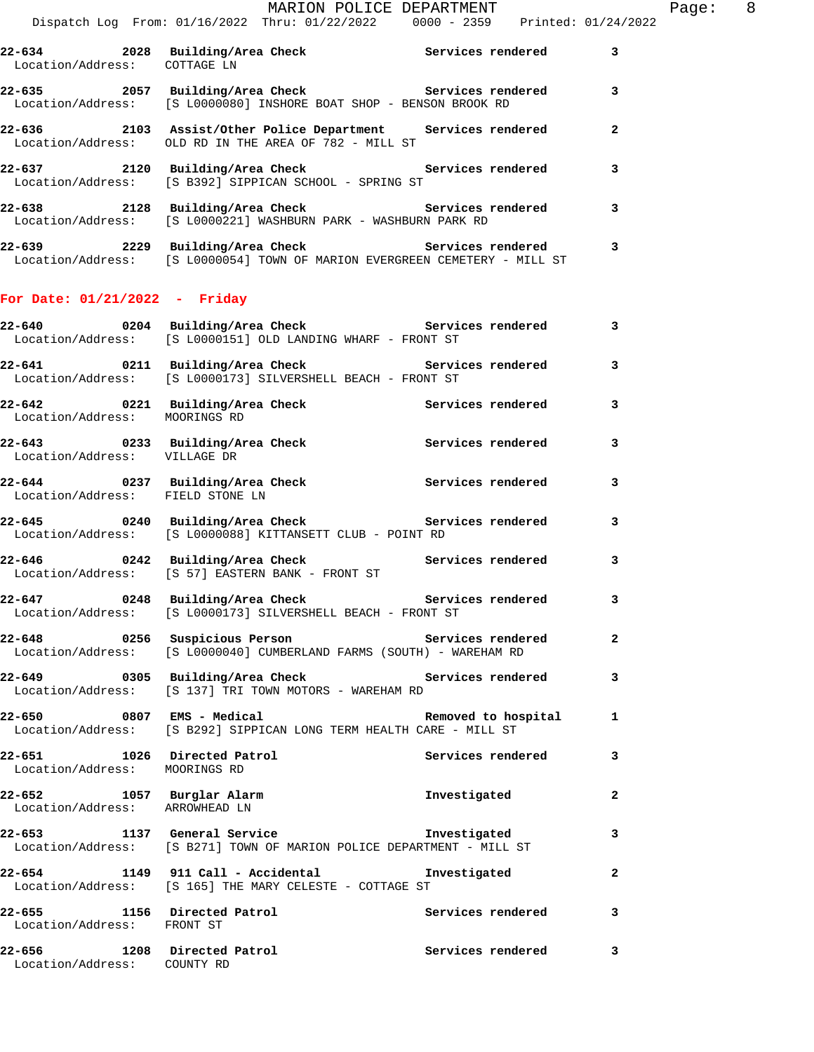**22-634 2028 Building/Area Check Services rendered 3**
Location/Address: COTTAGE LN

**22-635 2057 Building/Area Check Services rendered 3**
Location/Address: [S L0000080] INSHORE BOAT SHOP - BENSON BROOK RD

**22-636 2103 Assist/Other Police Department Services rendered 2**
Location/Address: OLD RD IN THE AREA OF 782 - MILL ST

**22-637 2120 Building/Area Check Services rendered 3**
Location/Address: [S B392] SIPPICAN SCHOOL - SPRING ST

**22-638 2128 Building/Area Check Services rendered 3**
Location/Address: [S L0000221] WASHBURN PARK - WASHBURN PARK RD

**22-639 2229 Building/Area Check Services rendered 3**
Location/Address: [S L0000054] TOWN OF MARION EVERGREEN CEMETERY - MILL ST

## For Date: 01/21/2022 - Friday

**22-640 0204 Building/Area Check Services rendered 3**
Location/Address: [S L0000151] OLD LANDING WHARF - FRONT ST

**22-641 0211 Building/Area Check Services rendered 3**
Location/Address: [S L0000173] SILVERSHELL BEACH - FRONT ST

**22-642 0221 Building/Area Check Services rendered 3**
Location/Address: MOORINGS RD

**22-643 0233 Building/Area Check Services rendered 3**
Location/Address: VILLAGE DR

**22-644 0237 Building/Area Check Services rendered 3**
Location/Address: FIELD STONE LN

**22-645 0240 Building/Area Check Services rendered 3**
Location/Address: [S L0000088] KITTANSETT CLUB - POINT RD

**22-646 0242 Building/Area Check Services rendered 3**
Location/Address: [S 57] EASTERN BANK - FRONT ST

**22-647 0248 Building/Area Check Services rendered 3**
Location/Address: [S L0000173] SILVERSHELL BEACH - FRONT ST

**22-648 0256 Suspicious Person Services rendered 2**
Location/Address: [S L0000040] CUMBERLAND FARMS (SOUTH) - WAREHAM RD

**22-649 0305 Building/Area Check Services rendered 3**
Location/Address: [S 137] TRI TOWN MOTORS - WAREHAM RD

**22-650 0807 EMS - Medical Removed to hospital 1**
Location/Address: [S B292] SIPPICAN LONG TERM HEALTH CARE - MILL ST

**22-651 1026 Directed Patrol Services rendered 3**
Location/Address: MOORINGS RD

**22-652 1057 Burglar Alarm Investigated 2**
Location/Address: ARROWHEAD LN

**22-653 1137 General Service Investigated 3**
Location/Address: [S B271] TOWN OF MARION POLICE DEPARTMENT - MILL ST

**22-654 1149 911 Call - Accidental Investigated 2**
Location/Address: [S 165] THE MARY CELESTE - COTTAGE ST

**22-655 1156 Directed Patrol Services rendered 3**
Location/Address: FRONT ST

**22-656 1208 Directed Patrol Services rendered 3**
Location/Address: COUNTY RD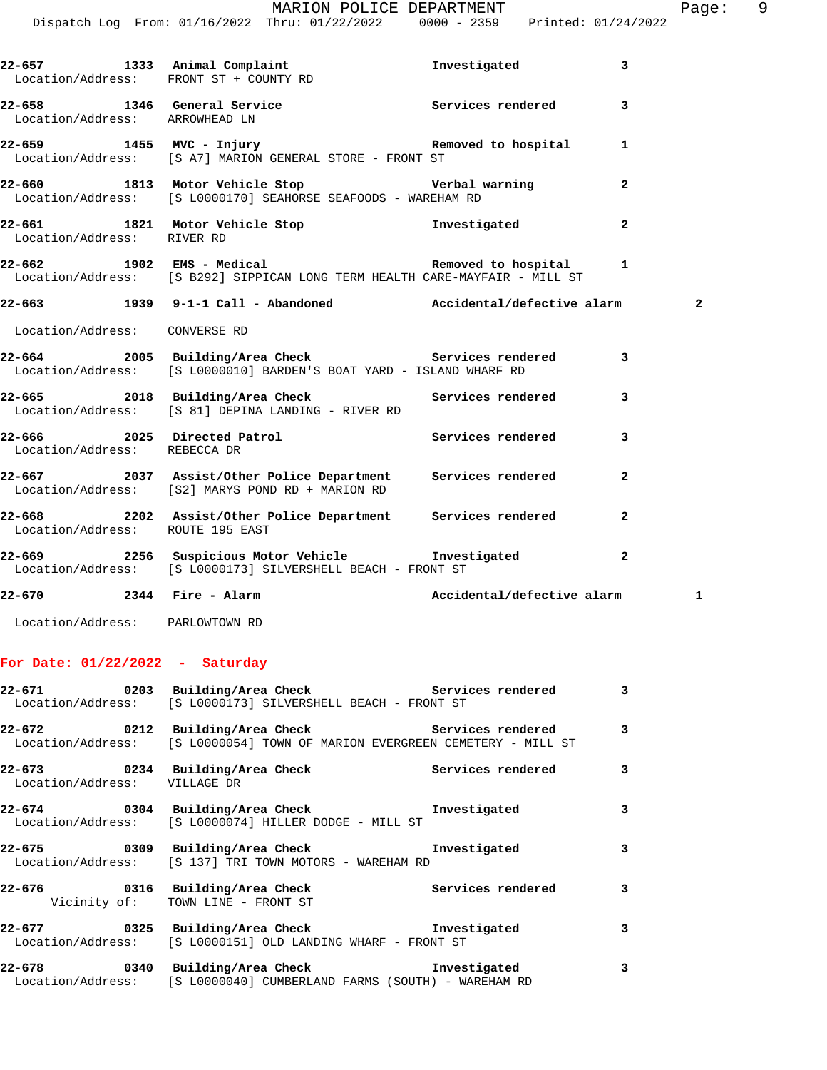| Call Number | Time | Call Reason | Action | Priority |
|---|---|---|---|---|
| 22-657 | 1333 | Animal Complaint | Investigated | 3 |
| Location/Address: FRONT ST + COUNTY RD | | | | |
| 22-658 | 1346 | General Service | Services rendered | 3 |
| Location/Address: ARROWHEAD LN | | | | |
| 22-659 | 1455 | MVC - Injury | Removed to hospital | 1 |
| Location/Address: [S A7] MARION GENERAL STORE - FRONT ST | | | | |
| 22-660 | 1813 | Motor Vehicle Stop | Verbal warning | 2 |
| Location/Address: [S L0000170] SEAHORSE SEAFOODS - WAREHAM RD | | | | |
| 22-661 | 1821 | Motor Vehicle Stop | Investigated | 2 |
| Location/Address: RIVER RD | | | | |
| 22-662 | 1902 | EMS - Medical | Removed to hospital | 1 |
| Location/Address: [S B292] SIPPICAN LONG TERM HEALTH CARE-MAYFAIR - MILL ST | | | | |
| 22-663 | 1939 | 9-1-1 Call - Abandoned | Accidental/defective alarm | 2 |
| Location/Address: CONVERSE RD | | | | |
| 22-664 | 2005 | Building/Area Check | Services rendered | 3 |
| Location/Address: [S L0000010] BARDEN'S BOAT YARD - ISLAND WHARF RD | | | | |
| 22-665 | 2018 | Building/Area Check | Services rendered | 3 |
| Location/Address: [S 81] DEPINA LANDING - RIVER RD | | | | |
| 22-666 | 2025 | Directed Patrol | Services rendered | 3 |
| Location/Address: REBECCA DR | | | | |
| 22-667 | 2037 | Assist/Other Police Department | Services rendered | 2 |
| Location/Address: [S2] MARYS POND RD + MARION RD | | | | |
| 22-668 | 2202 | Assist/Other Police Department | Services rendered | 2 |
| Location/Address: ROUTE 195 EAST | | | | |
| 22-669 | 2256 | Suspicious Motor Vehicle | Investigated | 2 |
| Location/Address: [S L0000173] SILVERSHELL BEACH - FRONT ST | | | | |
| 22-670 | 2344 | Fire - Alarm | Accidental/defective alarm | 1 |
| Location/Address: PARLOWTOWN RD | | | | |

**For Date: 01/22/2022 - Saturday**

| Call Number | Time | Call Reason | Action | Priority |
|---|---|---|---|---|
| 22-671 | 0203 | Building/Area Check | Services rendered | 3 |
| Location/Address: [S L0000173] SILVERSHELL BEACH - FRONT ST | | | | |
| 22-672 | 0212 | Building/Area Check | Services rendered | 3 |
| Location/Address: [S L0000054] TOWN OF MARION EVERGREEN CEMETERY - MILL ST | | | | |
| 22-673 | 0234 | Building/Area Check | Services rendered | 3 |
| Location/Address: VILLAGE DR | | | | |
| 22-674 | 0304 | Building/Area Check | Investigated | 3 |
| Location/Address: [S L0000074] HILLER DODGE - MILL ST | | | | |
| 22-675 | 0309 | Building/Area Check | Investigated | 3 |
| Location/Address: [S 137] TRI TOWN MOTORS - WAREHAM RD | | | | |
| 22-676 | 0316 | Building/Area Check | Services rendered | 3 |
| Vicinity of: TOWN LINE - FRONT ST | | | | |
| 22-677 | 0325 | Building/Area Check | Investigated | 3 |
| Location/Address: [S L0000151] OLD LANDING WHARF - FRONT ST | | | | |
| 22-678 | 0340 | Building/Area Check | Investigated | 3 |
| Location/Address: [S L0000040] CUMBERLAND FARMS (SOUTH) - WAREHAM RD | | | | |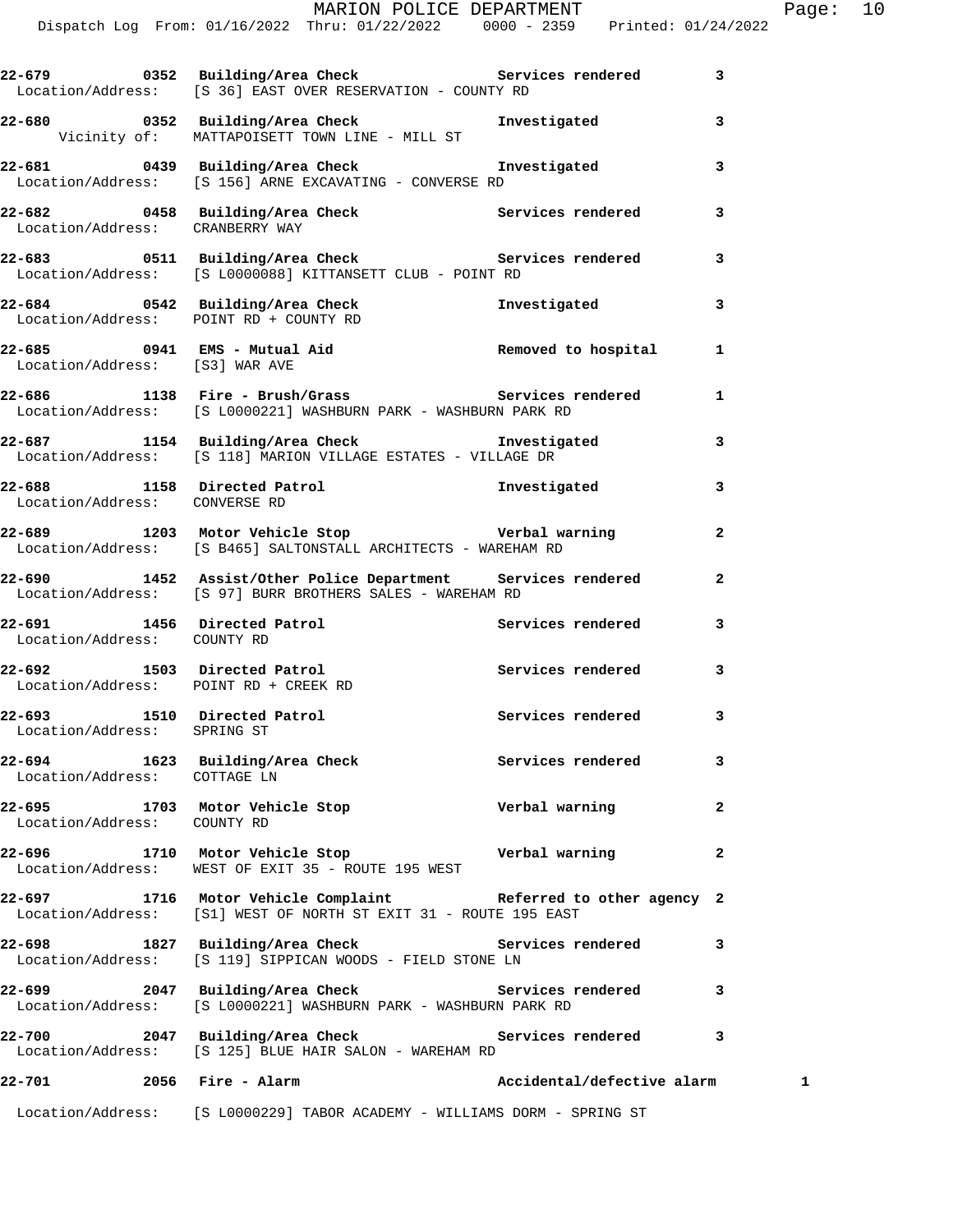22-679 0352 Building/Area Check Services rendered 3
Location/Address: [S 36] EAST OVER RESERVATION - COUNTY RD

22-680 0352 Building/Area Check Investigated 3
Vicinity of: MATTAPOISETT TOWN LINE - MILL ST

22-681 0439 Building/Area Check Investigated 3
Location/Address: [S 156] ARNE EXCAVATING - CONVERSE RD

22-682 0458 Building/Area Check Services rendered 3
Location/Address: CRANBERRY WAY

22-683 0511 Building/Area Check Services rendered 3
Location/Address: [S L0000088] KITTANSETT CLUB - POINT RD

22-684 0542 Building/Area Check Investigated 3
Location/Address: POINT RD + COUNTY RD

22-685 0941 EMS - Mutual Aid Removed to hospital 1
Location/Address: [S3] WAR AVE

22-686 1138 Fire - Brush/Grass Services rendered 1
Location/Address: [S L0000221] WASHBURN PARK - WASHBURN PARK RD

22-687 1154 Building/Area Check Investigated 3
Location/Address: [S 118] MARION VILLAGE ESTATES - VILLAGE DR

22-688 1158 Directed Patrol Investigated 3
Location/Address: CONVERSE RD

22-689 1203 Motor Vehicle Stop Verbal warning 2
Location/Address: [S B465] SALTONSTALL ARCHITECTS - WAREHAM RD

22-690 1452 Assist/Other Police Department Services rendered 2
Location/Address: [S 97] BURR BROTHERS SALES - WAREHAM RD

22-691 1456 Directed Patrol Services rendered 3
Location/Address: COUNTY RD

22-692 1503 Directed Patrol Services rendered 3
Location/Address: POINT RD + CREEK RD

22-693 1510 Directed Patrol Services rendered 3
Location/Address: SPRING ST

22-694 1623 Building/Area Check Services rendered 3
Location/Address: COTTAGE LN

22-695 1703 Motor Vehicle Stop Verbal warning 2
Location/Address: COUNTY RD

22-696 1710 Motor Vehicle Stop Verbal warning 2
Location/Address: WEST OF EXIT 35 - ROUTE 195 WEST

22-697 1716 Motor Vehicle Complaint Referred to other agency 2
Location/Address: [S1] WEST OF NORTH ST EXIT 31 - ROUTE 195 EAST

22-698 1827 Building/Area Check Services rendered 3
Location/Address: [S 119] SIPPICAN WOODS - FIELD STONE LN

22-699 2047 Building/Area Check Services rendered 3
Location/Address: [S L0000221] WASHBURN PARK - WASHBURN PARK RD

22-700 2047 Building/Area Check Services rendered 3
Location/Address: [S 125] BLUE HAIR SALON - WAREHAM RD

22-701 2056 Fire - Alarm Accidental/defective alarm 1
Location/Address: [S L0000229] TABOR ACADEMY - WILLIAMS DORM - SPRING ST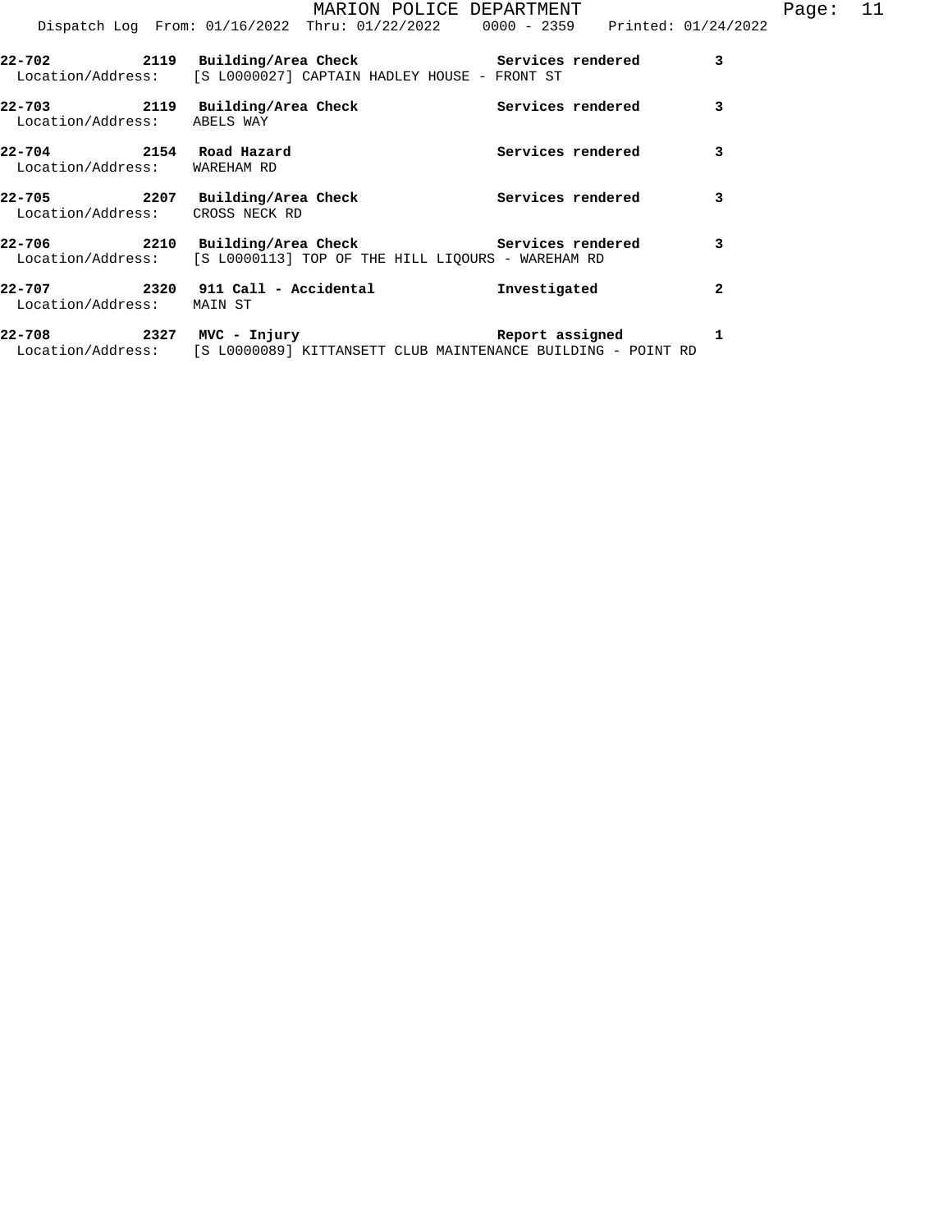**22-702 2119 Building/Area Check Services rendered 3**
Location/Address: [S L0000027] CAPTAIN HADLEY HOUSE - FRONT ST

**22-703 2119 Building/Area Check Services rendered 3**
Location/Address: ABELS WAY

**22-704 2154 Road Hazard Services rendered 3**
Location/Address: WAREHAM RD

**22-705 2207 Building/Area Check Services rendered 3**
Location/Address: CROSS NECK RD

**22-706 2210 Building/Area Check Services rendered 3**
Location/Address: [S L0000113] TOP OF THE HILL LIQOURS - WAREHAM RD

**22-707 2320 911 Call - Accidental Investigated 2**
Location/Address: MAIN ST

**22-708 2327 MVC - Injury Report assigned 1**
Location/Address: [S L0000089] KITTANSETT CLUB MAINTENANCE BUILDING - POINT RD